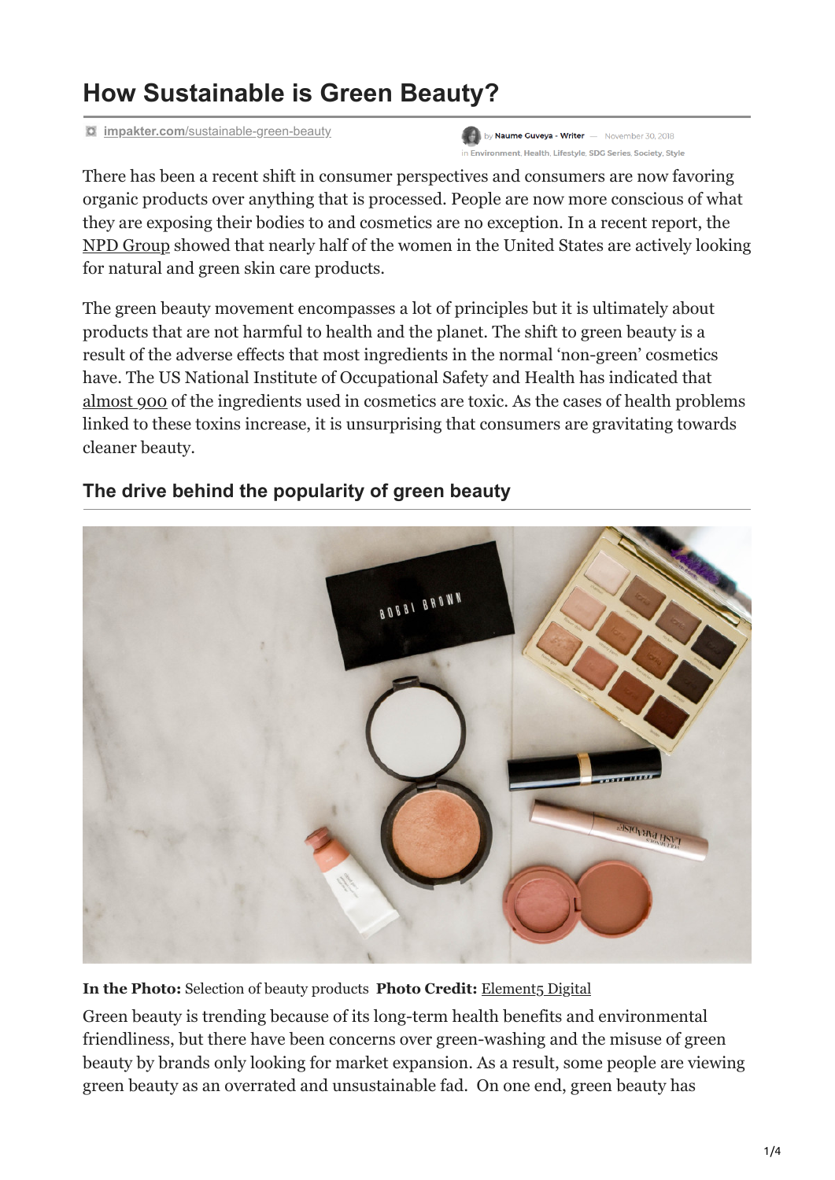# How Sustainable is Green Beauty?

impakter.com/sustainable-green-beauty

by Naume Guveya - Writer — November 30, 2018

in Environment, Health, Lifestyle, SDG Series, Society, Style

There has been a recent shift in consumer perspectives and consumers are now favoring organic products over anything that is processed. People are now more conscious of what they are exposing their bodies to and cosmetics are no exception. In a recent report, the NPD Group showed that nearly half of the women in the United States are actively looking for natural and green skin care products.

The green beauty movement encompasses a lot of principles but it is ultimately about products that are not harmful to health and the planet. The shift to green beauty is a result of the adverse effects that most ingredients in the normal 'non-green' cosmetics have. The US National Institute of Occupational Safety and Health has indicated that almost 900 of the ingredients used in cosmetics are toxic. As the cases of health problems linked to these toxins increase, it is unsurprising that consumers are gravitating towards cleaner beauty.

## The drive behind the popularity of green beauty

**In the Photo:** Selection of beauty products **Photo Credit:** Element5 Digital

Green beauty is trending because of its long-term health benefits and environmental friendliness, but there have been concerns over green-washing and the misuse of green beauty by brands only looking for market expansion. As a result, some people are viewing green beauty as an overrated and unsustainable fad. On one end, green beauty has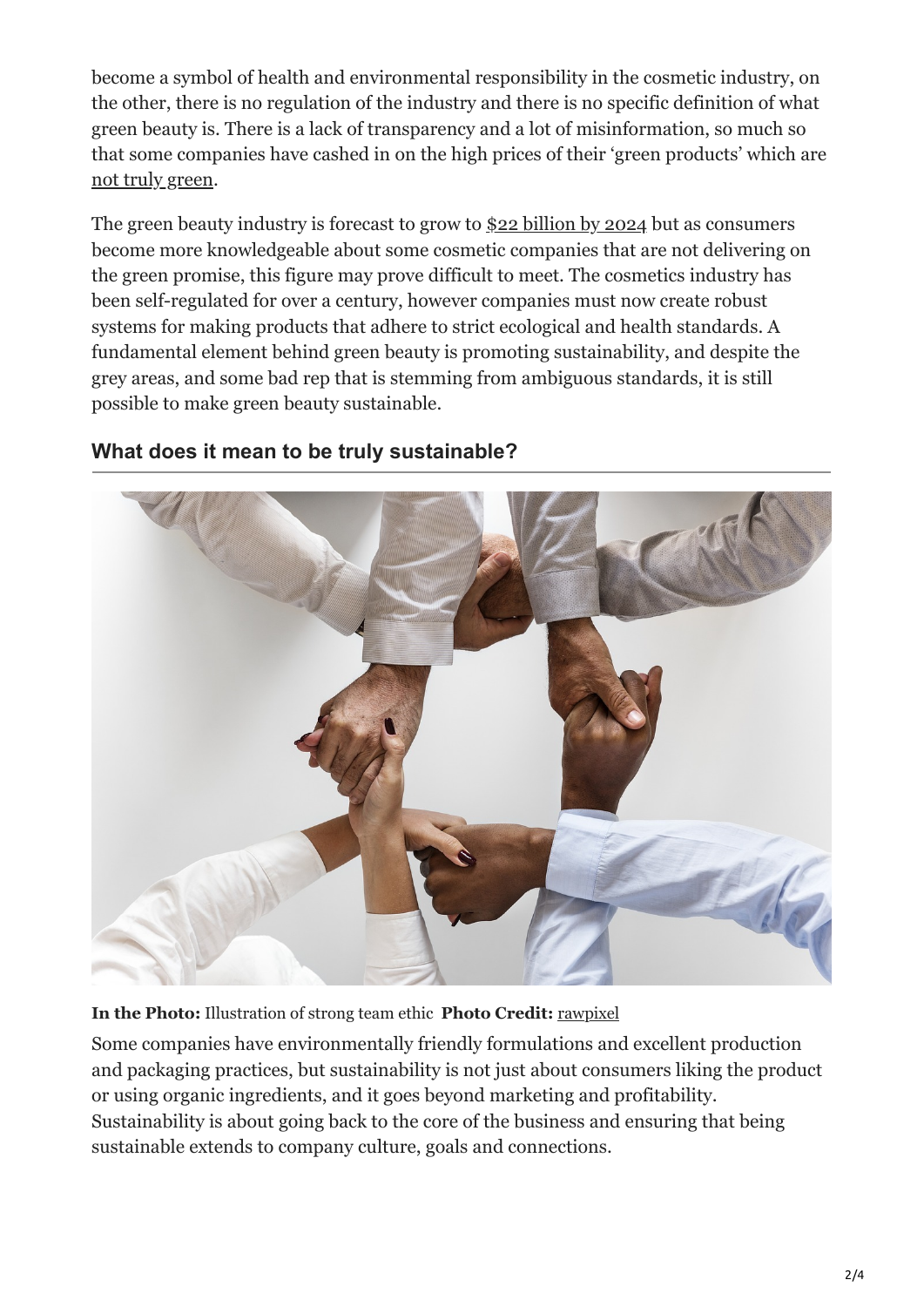become a symbol of health and environmental responsibility in the cosmetic industry, on the other, there is no regulation of the industry and there is no specific definition of what green beauty is. There is a lack of transparency and a lot of misinformation, so much so that some companies have cashed in on the high prices of their 'green products' which are not truly green.

The green beauty industry is forecast to grow to $22 billion by 2024 but as consumers become more knowledgeable about some cosmetic companies that are not delivering on the green promise, this figure may prove difficult to meet. The cosmetics industry has been self-regulated for over a century, however companies must now create robust systems for making products that adhere to strict ecological and health standards. A fundamental element behind green beauty is promoting sustainability, and despite the grey areas, and some bad rep that is stemming from ambiguous standards, it is still possible to make green beauty sustainable.

## What does it mean to be truly sustainable?

**In the Photo:** Illustration of strong team ethic **Photo Credit:** rawpixel

Some companies have environmentally friendly formulations and excellent production and packaging practices, but sustainability is not just about consumers liking the product or using organic ingredients, and it goes beyond marketing and profitability. Sustainability is about going back to the core of the business and ensuring that being sustainable extends to company culture, goals and connections.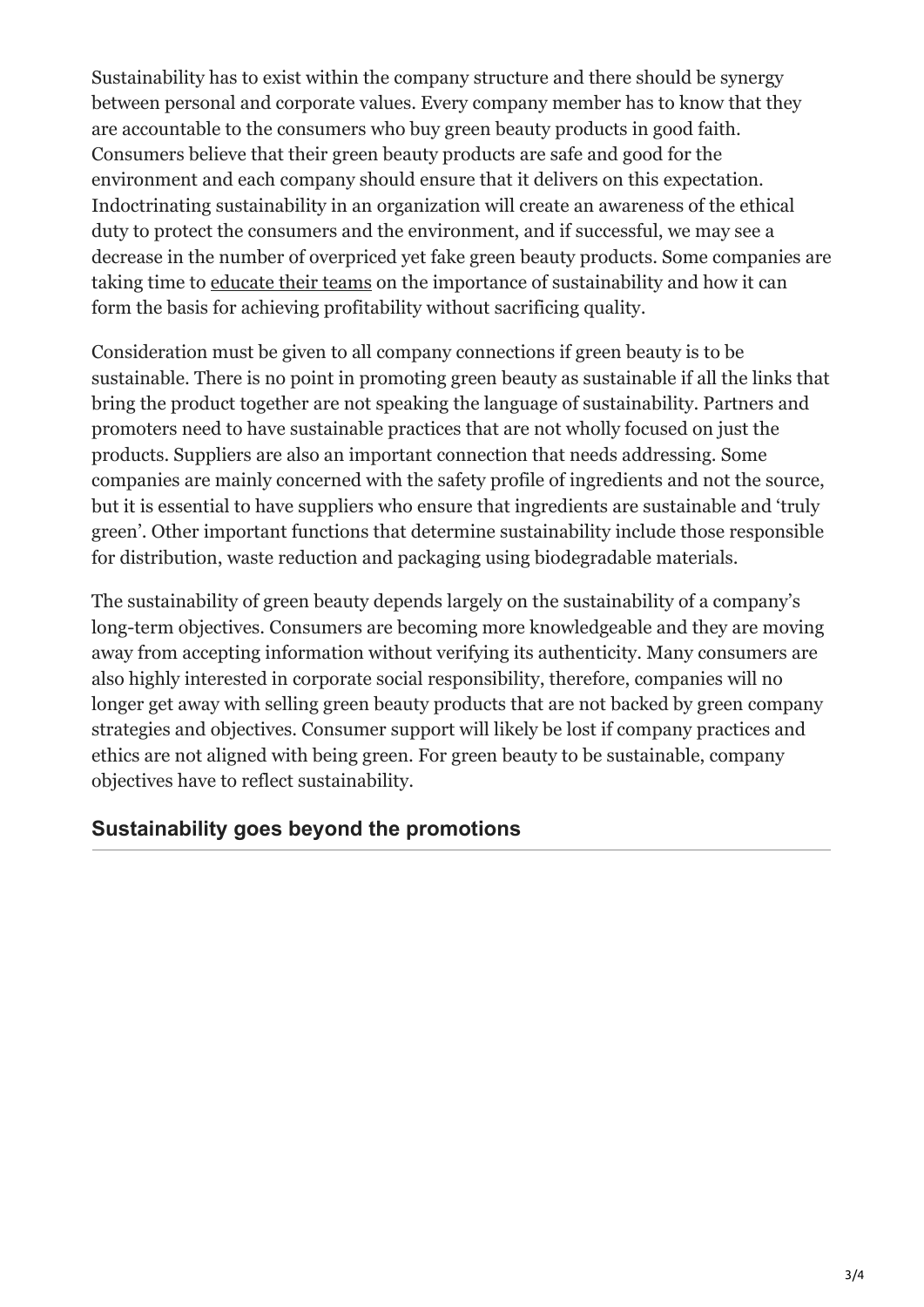Sustainability has to exist within the company structure and there should be synergy between personal and corporate values. Every company member has to know that they are accountable to the consumers who buy green beauty products in good faith. Consumers believe that their green beauty products are safe and good for the environment and each company should ensure that it delivers on this expectation. Indoctrinating sustainability in an organization will create an awareness of the ethical duty to protect the consumers and the environment, and if successful, we may see a decrease in the number of overpriced yet fake green beauty products. Some companies are taking time to educate their teams on the importance of sustainability and how it can form the basis for achieving profitability without sacrificing quality.

Consideration must be given to all company connections if green beauty is to be sustainable. There is no point in promoting green beauty as sustainable if all the links that bring the product together are not speaking the language of sustainability. Partners and promoters need to have sustainable practices that are not wholly focused on just the products. Suppliers are also an important connection that needs addressing. Some companies are mainly concerned with the safety profile of ingredients and not the source, but it is essential to have suppliers who ensure that ingredients are sustainable and 'truly green'. Other important functions that determine sustainability include those responsible for distribution, waste reduction and packaging using biodegradable materials.

The sustainability of green beauty depends largely on the sustainability of a company's long-term objectives. Consumers are becoming more knowledgeable and they are moving away from accepting information without verifying its authenticity. Many consumers are also highly interested in corporate social responsibility, therefore, companies will no longer get away with selling green beauty products that are not backed by green company strategies and objectives. Consumer support will likely be lost if company practices and ethics are not aligned with being green. For green beauty to be sustainable, company objectives have to reflect sustainability.

## Sustainability goes beyond the promotions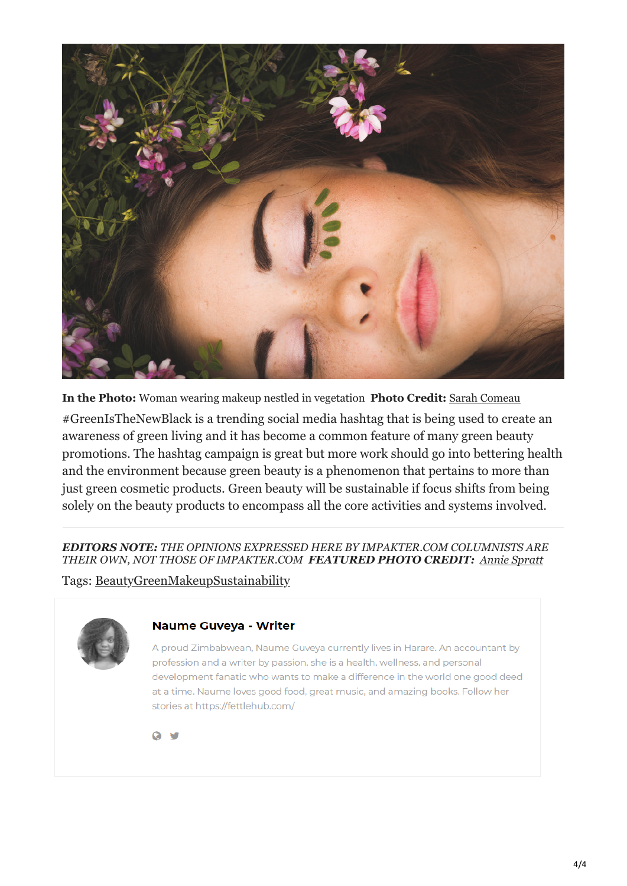**In the Photo:** Woman wearing makeup nestled in vegetation **Photo Credit:** Sarah Comeau

#GreenIsTheNewBlack is a trending social media hashtag that is being used to create an awareness of green living and it has become a common feature of many green beauty promotions. The hashtag campaign is great but more work should go into bettering health and the environment because green beauty is a phenomenon that pertains to more than just green cosmetic products. Green beauty will be sustainable if focus shifts from being solely on the beauty products to encompass all the core activities and systems involved.

---

***EDITORS NOTE:*** *THE OPINIONS EXPRESSED HERE BY IMPAKTER.COM COLUMNISTS ARE THEIR OWN, NOT THOSE OF IMPAKTER.COM* ***FEATURED PHOTO CREDIT:*** *Annie Spratt*

Tags: BeautyGreenMakeupSustainability

**Naume Guveya - Writer**

A proud Zimbabwean, Naume Guveya currently lives in Harare. An accountant by profession and a writer by passion, she is a health, wellness, and personal development fanatic who wants to make a difference in the world one good deed at a time. Naume loves good food, great music, and amazing books. Follow her stories at https://fettlehub.com/